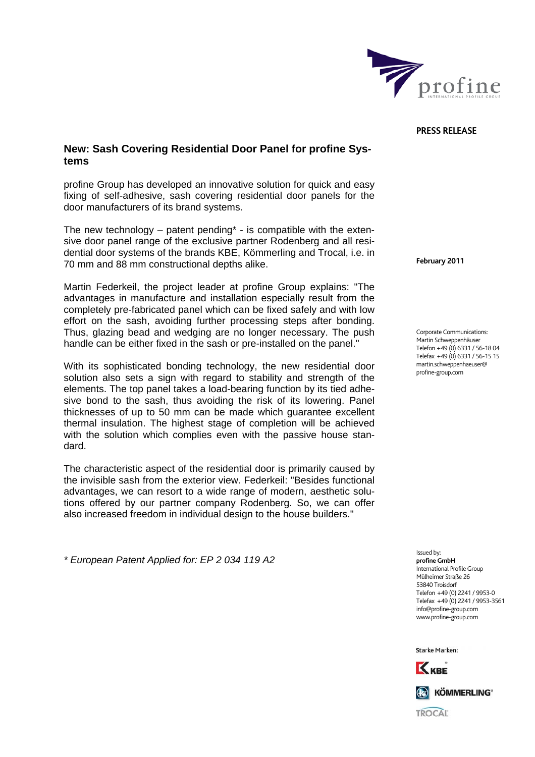PRESS RELEASE

## New: Sash Covering Residential Door Panel for profine Systems

profine Group has developed an innovative solution for quick and easy fixing of self-adhesive, sash covering residential door panels for the door manufacturers of its brand systems.

The new technology – patent pending* - is compatible with the extensive door panel range of the exclusive partner Rodenberg and all residential door systems of the brands KBE, Kömmerling and Trocal, i.e. in 70 mm and 88 mm constructional depths alike.

Martin Federkeil, the project leader at profine Group explains: "The advantages in manufacture and installation especially result from the completely pre-fabricated panel which can be fixed safely and with low effort on the sash, avoiding further processing steps after bonding. Thus, glazing bead and wedging are no longer necessary. The push handle can be either fixed in the sash or pre-installed on the panel."

With its sophisticated bonding technology, the new residential door solution also sets a sign with regard to stability and strength of the elements. The top panel takes a load-bearing function by its tied adhesive bond to the sash, thus avoiding the risk of its lowering. Panel thicknesses of up to 50 mm can be made which guarantee excellent thermal insulation. The highest stage of completion will be achieved with the solution which complies even with the passive house standard.

The characteristic aspect of the residential door is primarily caused by the invisible sash from the exterior view. Federkeil: "Besides functional advantages, we can resort to a wide range of modern, aesthetic solutions offered by our partner company Rodenberg. So, we can offer also increased freedom in individual design to the house builders."

*\* European Patent Applied for: EP 2 034 119 A2*

**February 2011**

Corporate Communications:
Martin Schweppenhäuser
Telefon +49 (0) 6331 / 56-18 04
Telefax +49 (0) 6331 / 56-15 15
martin.schweppenhaeuser@profine-group.com

Issued by:
**profine GmbH**
International Profile Group
Mülheimer Straße 26
53840 Troisdorf
Telefon +49 (0) 2241 / 9953-0
Telefax +49 (0) 2241 / 9953-3561
info@profine-group.com
www.profine-group.com

Starke Marken:
KBE
KÖMMERLING
TROCAL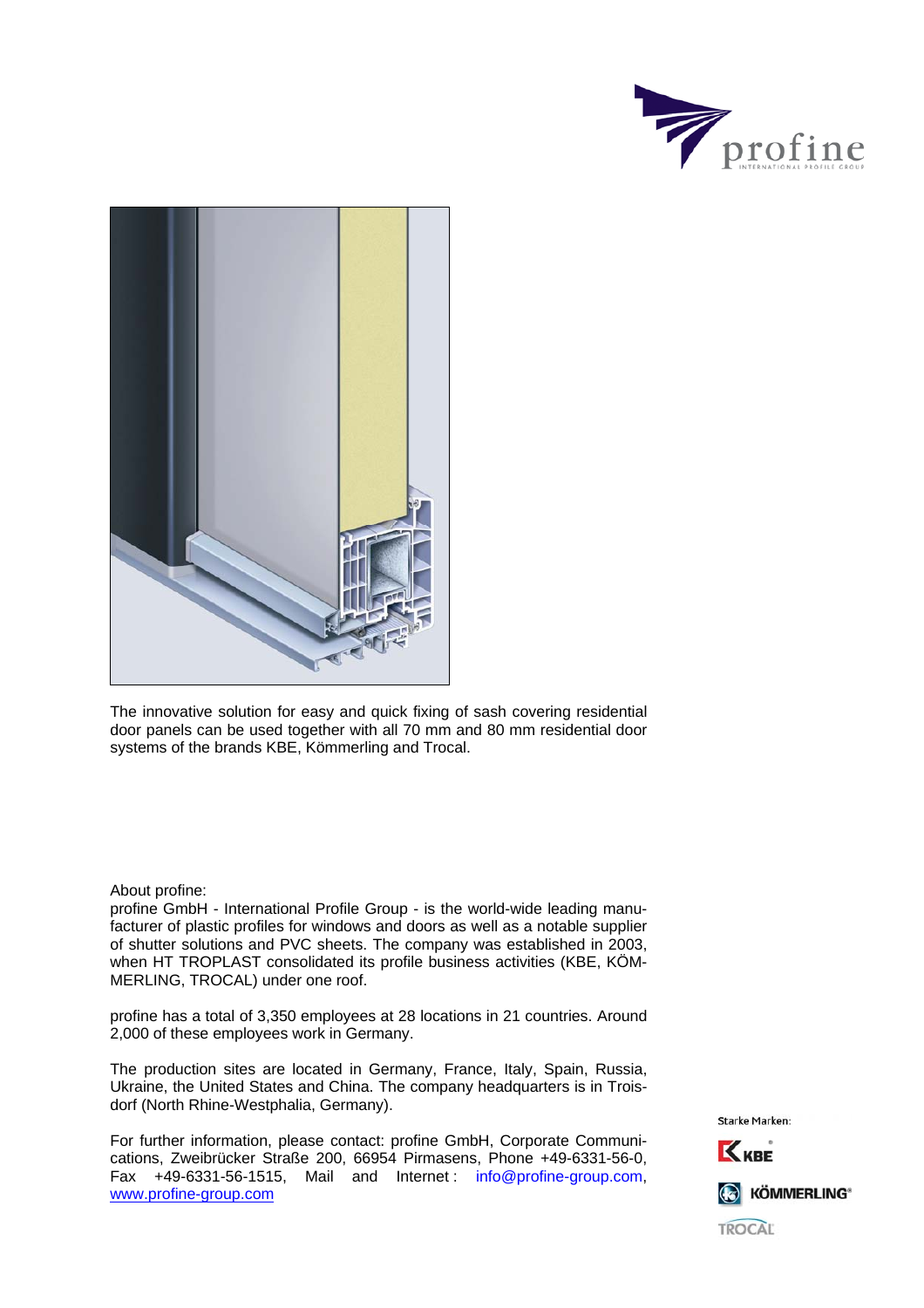The innovative solution for easy and quick fixing of sash covering residential door panels can be used together with all 70 mm and 80 mm residential door systems of the brands KBE, Kömmerling and Trocal.

About profine:
profine GmbH - International Profile Group - is the world-wide leading manufacturer of plastic profiles for windows and doors as well as a notable supplier of shutter solutions and PVC sheets. The company was established in 2003, when HT TROPLAST consolidated its profile business activities (KBE, KÖMMERLING, TROCAL) under one roof.

profine has a total of 3,350 employees at 28 locations in 21 countries. Around 2,000 of these employees work in Germany.

The production sites are located in Germany, France, Italy, Spain, Russia, Ukraine, the United States and China. The company headquarters is in Troisdorf (North Rhine-Westphalia, Germany).

For further information, please contact: profine GmbH, Corporate Communications, Zweibrücker Straße 200, 66954 Pirmasens, Phone +49-6331-56-0, Fax +49-6331-56-1515, Mail and Internet: info@profine-group.com, www.profine-group.com

Starke Marken:

KBE

KÖMMERLING

TROCAL